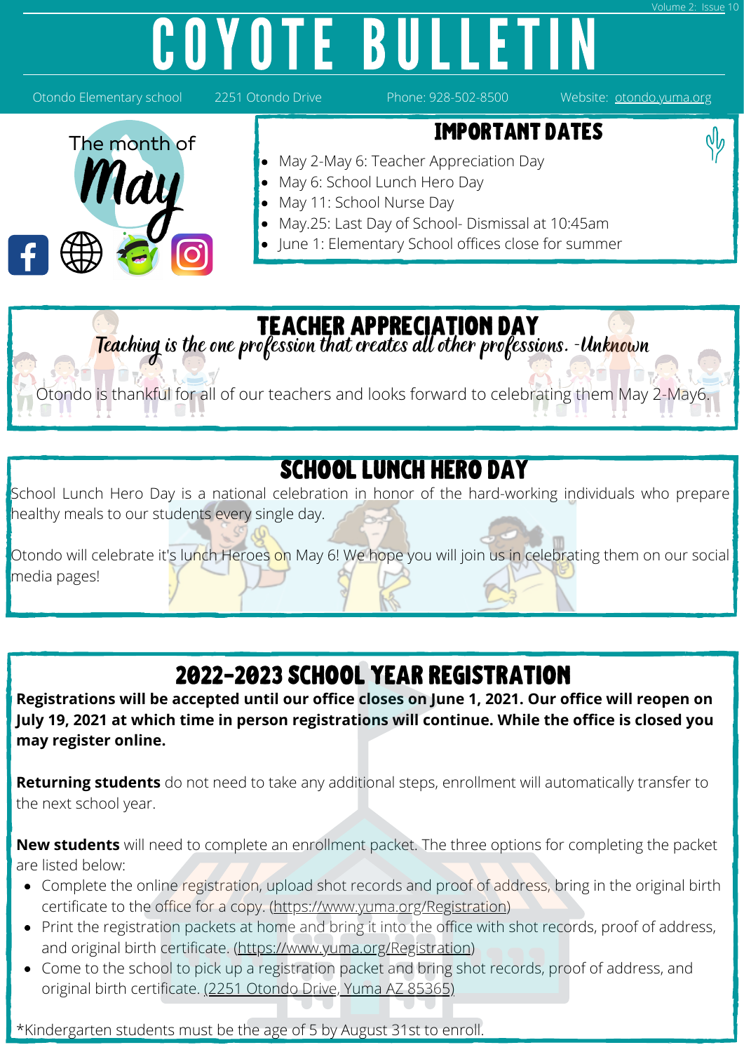# COYOTE BULLETIN

Otondo Elementary school | 2251 Otondo Drive | Phone: 928-502-8500 | Website: otondo.yuma.org

The month of May

## IMPORTANT DATES

- May 2-May 6: Teacher Appreciation Day
- May 6: School Lunch Hero Day
- May 11: School Nurse Day
- May.25: Last Day of School- Dismissal at 10:45am
- June 1: Elementary School offices close for summer

## TEACHER APPRECIATION DAY

*Teaching is the one profession that creates all other professions. -Unknown*

Otondo is thankful for all of our teachers and looks forward to celebrating them May 2-May6.

## SCHOOL LUNCH HERO DAY

School Lunch Hero Day is a national celebration in honor of the hard-working individuals who prepare healthy meals to our students every single day.

Otondo will celebrate it's lunch Heroes on May 6! We hope you will join us in celebrating them on our social media pages!

## 2022-2023 SCHOOL YEAR REGISTRATION

**Registrations will be accepted until our office closes on June 1, 2021. Our office will reopen on July 19, 2021 at which time in person registrations will continue. While the office is closed you may register online.**

**Returning students** do not need to take any additional steps, enrollment will automatically transfer to the next school year.

**New students** will need to complete an enrollment packet. The three options for completing the packet are listed below:

- Complete the online registration, upload shot records and proof of address, bring in the original birth certificate to the office for a copy. (https://www.yuma.org/Registration)
- Print the registration packets at home and bring it into the office with shot records, proof of address, and original birth certificate. (https://www.yuma.org/Registration)
- Come to the school to pick up a registration packet and bring shot records, proof of address, and original birth certificate. (2251 Otondo Drive, Yuma AZ 85365)

*Kindergarten students must be the age of 5 by August 31st to enroll.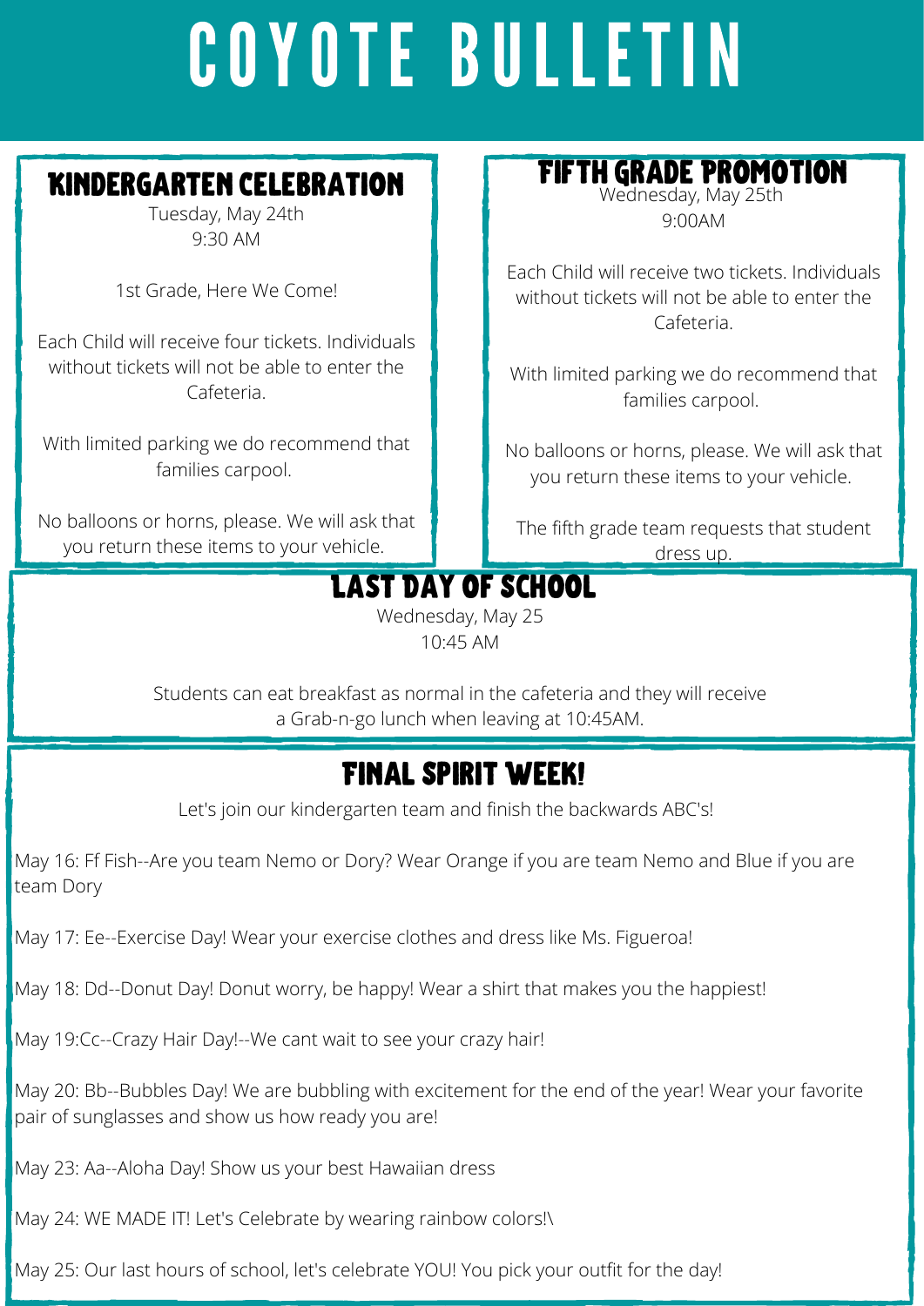# COYOTE BULLETIN

## KINDERGARTEN CELEBRATION

Tuesday, May 24th
9:30 AM

1st Grade, Here We Come!

Each Child will receive four tickets. Individuals without tickets will not be able to enter the Cafeteria.

With limited parking we do recommend that families carpool.

No balloons or horns, please. We will ask that you return these items to your vehicle.

## FIFTH GRADE PROMOTION

Wednesday, May 25th
9:00AM

Each Child will receive two tickets. Individuals without tickets will not be able to enter the Cafeteria.

With limited parking we do recommend that families carpool.

No balloons or horns, please. We will ask that you return these items to your vehicle.

The fifth grade team requests that student dress up.

## LAST DAY OF SCHOOL

Wednesday, May 25
10:45 AM

Students can eat breakfast as normal in the cafeteria and they will receive a Grab-n-go lunch when leaving at 10:45AM.

## FINAL SPIRIT WEEK!

Let's join our kindergarten team and finish the backwards ABC's!

May 16: Ff Fish--Are you team Nemo or Dory? Wear Orange if you are team Nemo and Blue if you are team Dory

May 17: Ee--Exercise Day! Wear your exercise clothes and dress like Ms. Figueroa!

May 18: Dd--Donut Day! Donut worry, be happy! Wear a shirt that makes you the happiest!

May 19:Cc--Crazy Hair Day!--We cant wait to see your crazy hair!

May 20: Bb--Bubbles Day! We are bubbling with excitement for the end of the year! Wear your favorite pair of sunglasses and show us how ready you are!

May 23: Aa--Aloha Day! Show us your best Hawaiian dress

May 24: WE MADE IT! Let's Celebrate by wearing rainbow colors!\

May 25: Our last hours of school, let's celebrate YOU! You pick your outfit for the day!